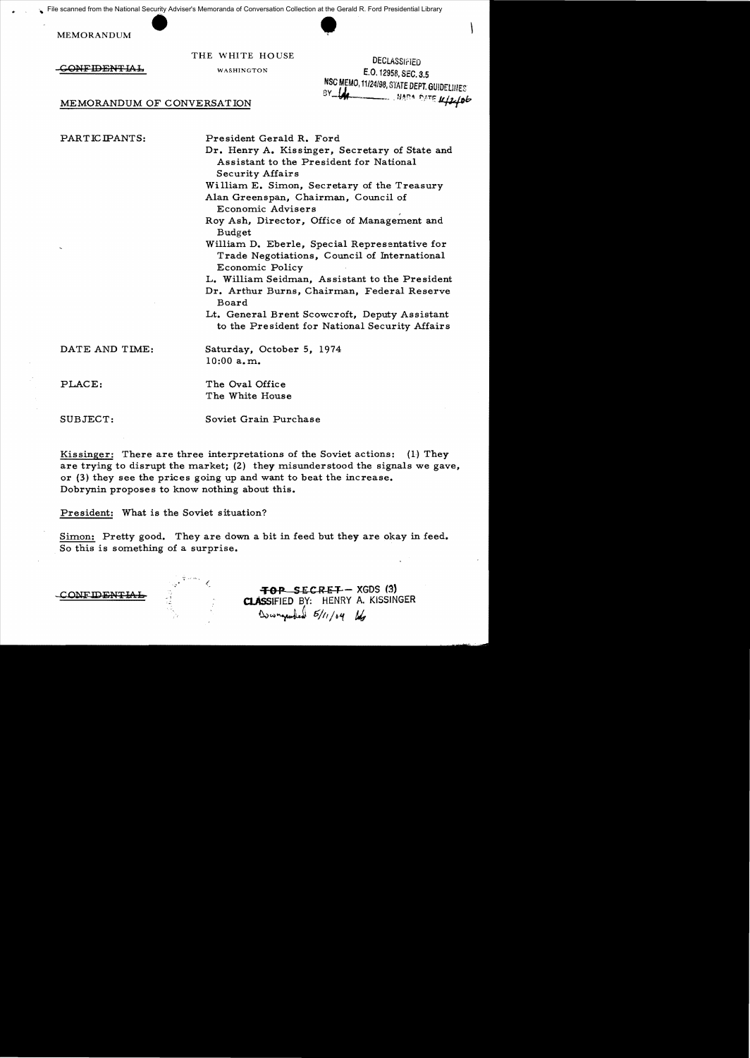File scanned from the National Security Adviser's Memoranda of Conversation Collection at the Gerald R. Ford Presidential Library

MEMORANDUM

THE WHITE HOUSE

WASHINGTON

~~CONFIDENTIAL~~

DECLASSIFIED
E.O. 12958, SEC. 3.5
NSC MEMO, 11/24/98, STATE DEPT. GUIDELINES
BY [illegible] NARA DATE 1/12/06

MEMORANDUM OF CONVERSATION

PARTICIPANTS:

President Gerald R. Ford
Dr. Henry A. Kissinger, Secretary of State and Assistant to the President for National Security Affairs
William E. Simon, Secretary of the Treasury
Alan Greenspan, Chairman, Council of Economic Advisers
Roy Ash, Director, Office of Management and Budget
William D. Eberle, Special Representative for Trade Negotiations, Council of International Economic Policy
L. William Seidman, Assistant to the President
Dr. Arthur Burns, Chairman, Federal Reserve Board
Lt. General Brent Scowcroft, Deputy Assistant to the President for National Security Affairs

DATE AND TIME: Saturday, October 5, 1974
10:00 a.m.

PLACE: The Oval Office
The White House

SUBJECT: Soviet Grain Purchase

Kissinger: There are three interpretations of the Soviet actions: (1) They are trying to disrupt the market; (2) they misunderstood the signals we gave, or (3) they see the prices going up and want to beat the increase. Dobrynin proposes to know nothing about this.

President: What is the Soviet situation?

Simon: Pretty good. They are down a bit in feed but they are okay in feed. So this is something of a surprise.

~~CONFIDENTIAL~~

~~TOP SECRET~~ – XGDS (3)
CLASSIFIED BY: HENRY A. KISSINGER
Downgraded 5/11/04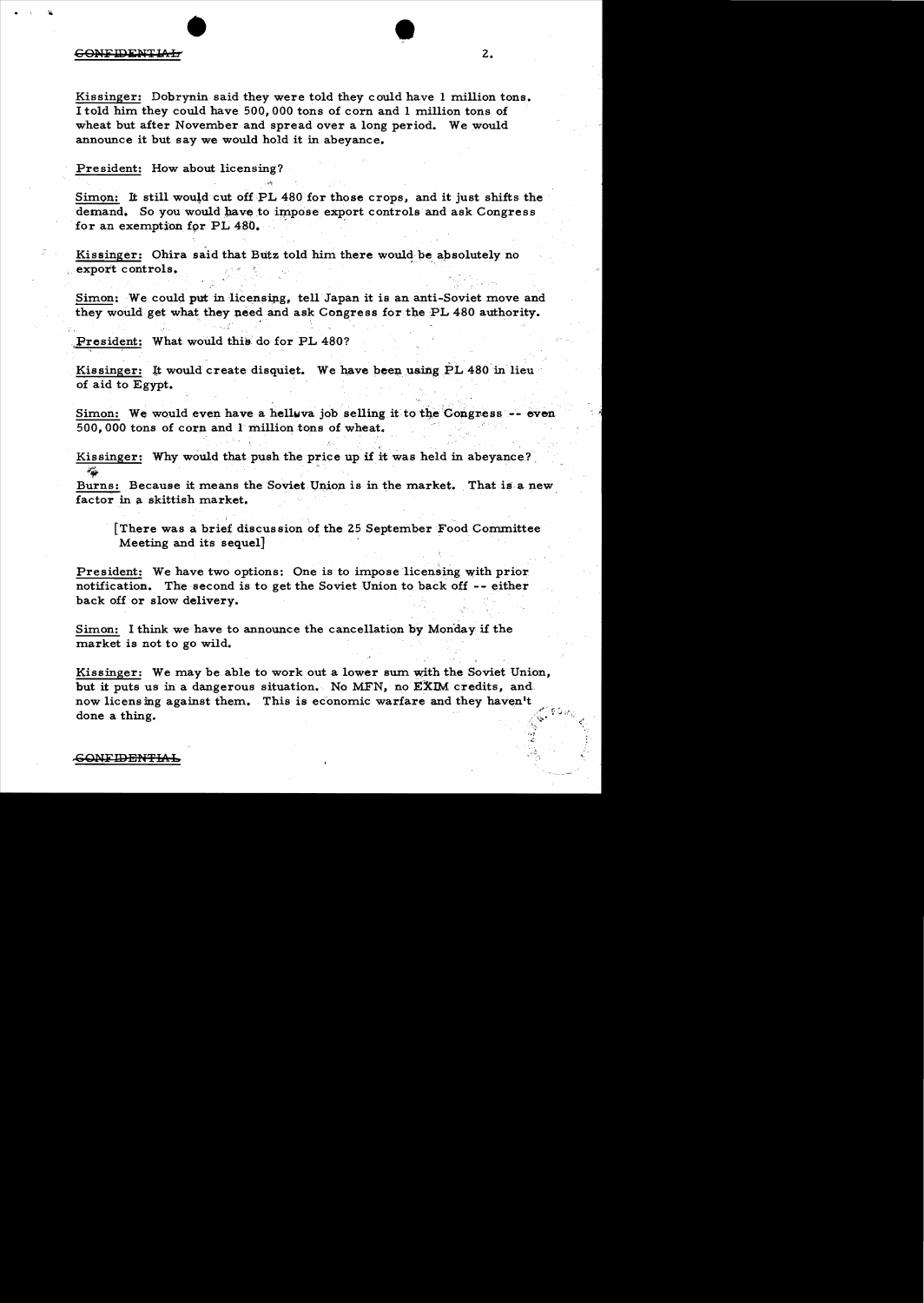Kissinger: Dobrynin said they were told they could have 1 million tons. I told him they could have 500,000 tons of corn and 1 million tons of wheat but after November and spread over a long period. We would announce it but say we would hold it in abeyance.

President: How about licensing?

Simon: It still would cut off PL 480 for those crops, and it just shifts the demand. So you would have to impose export controls and ask Congress for an exemption for PL 480.

Kissinger: Ohira said that Butz told him there would be absolutely no export controls.

Simon: We could put in licensing, tell Japan it is an anti-Soviet move and they would get what they need and ask Congress for the PL 480 authority.

President: What would this do for PL 480?

Kissinger: It would create disquiet. We have been using PL 480 in lieu of aid to Egypt.

Simon: We would even have a helluva job selling it to the Congress -- even 500,000 tons of corn and 1 million tons of wheat.

Kissinger: Why would that push the price up if it was held in abeyance?

Burns: Because it means the Soviet Union is in the market. That is a new factor in a skittish market.

> [There was a brief discussion of the 25 September Food Committee Meeting and its sequel]

President: We have two options: One is to impose licensing with prior notification. The second is to get the Soviet Union to back off -- either back off or slow delivery.

Simon: I think we have to announce the cancellation by Monday if the market is not to go wild.

Kissinger: We may be able to work out a lower sum with the Soviet Union, but it puts us in a dangerous situation. No MFN, no EXIM credits, and now licensing against them. This is economic warfare and they haven't done a thing.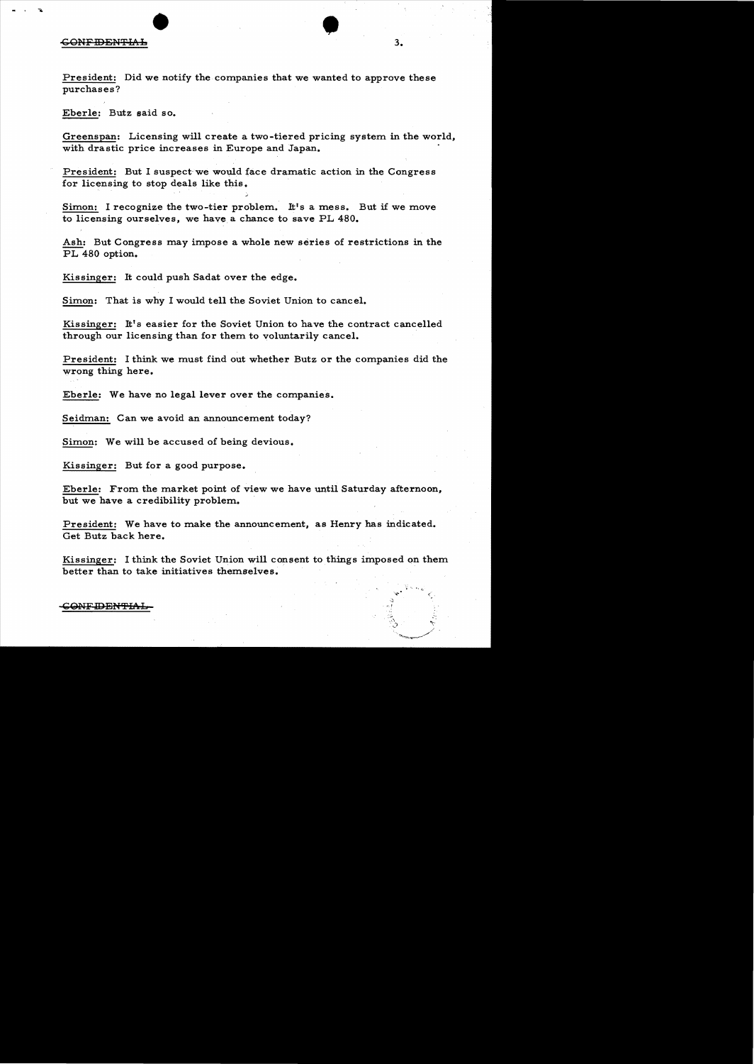President: Did we notify the companies that we wanted to approve these purchases?

Eberle: Butz said so.

Greenspan: Licensing will create a two-tiered pricing system in the world, with drastic price increases in Europe and Japan.

President: But I suspect we would face dramatic action in the Congress for licensing to stop deals like this.

Simon: I recognize the two-tier problem. It's a mess. But if we move to licensing ourselves, we have a chance to save PL 480.

Ash: But Congress may impose a whole new series of restrictions in the PL 480 option.

Kissinger: It could push Sadat over the edge.

Simon: That is why I would tell the Soviet Union to cancel.

Kissinger: It's easier for the Soviet Union to have the contract cancelled through our licensing than for them to voluntarily cancel.

President: I think we must find out whether Butz or the companies did the wrong thing here.

Eberle: We have no legal lever over the companies.

Seidman: Can we avoid an announcement today?

Simon: We will be accused of being devious.

Kissinger: But for a good purpose.

Eberle: From the market point of view we have until Saturday afternoon, but we have a credibility problem.

President: We have to make the announcement, as Henry has indicated. Get Butz back here.

Kissinger: I think the Soviet Union will consent to things imposed on them better than to take initiatives themselves.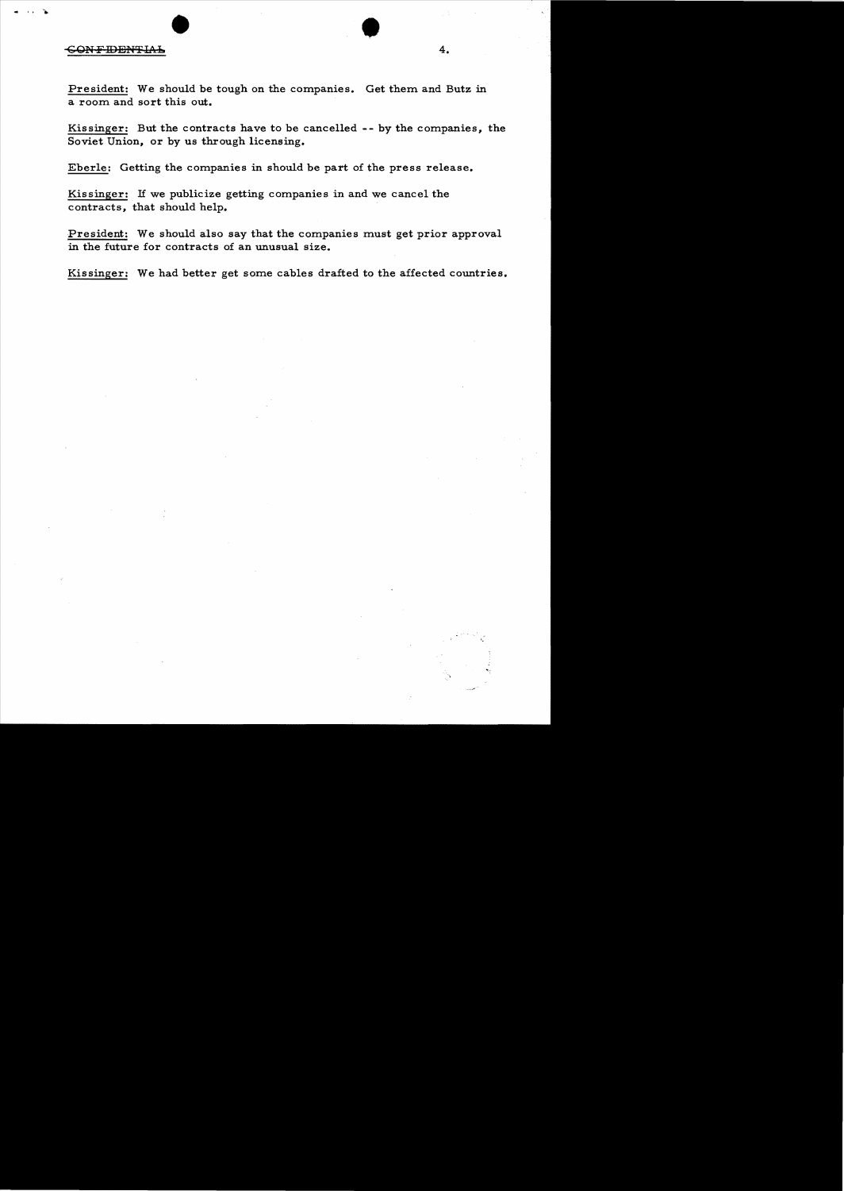President: We should be tough on the companies. Get them and Butz in a room and sort this out.

Kissinger: But the contracts have to be cancelled -- by the companies, the Soviet Union, or by us through licensing.

Eberle: Getting the companies in should be part of the press release.

Kissinger: If we publicize getting companies in and we cancel the contracts, that should help.

President: We should also say that the companies must get prior approval in the future for contracts of an unusual size.

Kissinger: We had better get some cables drafted to the affected countries.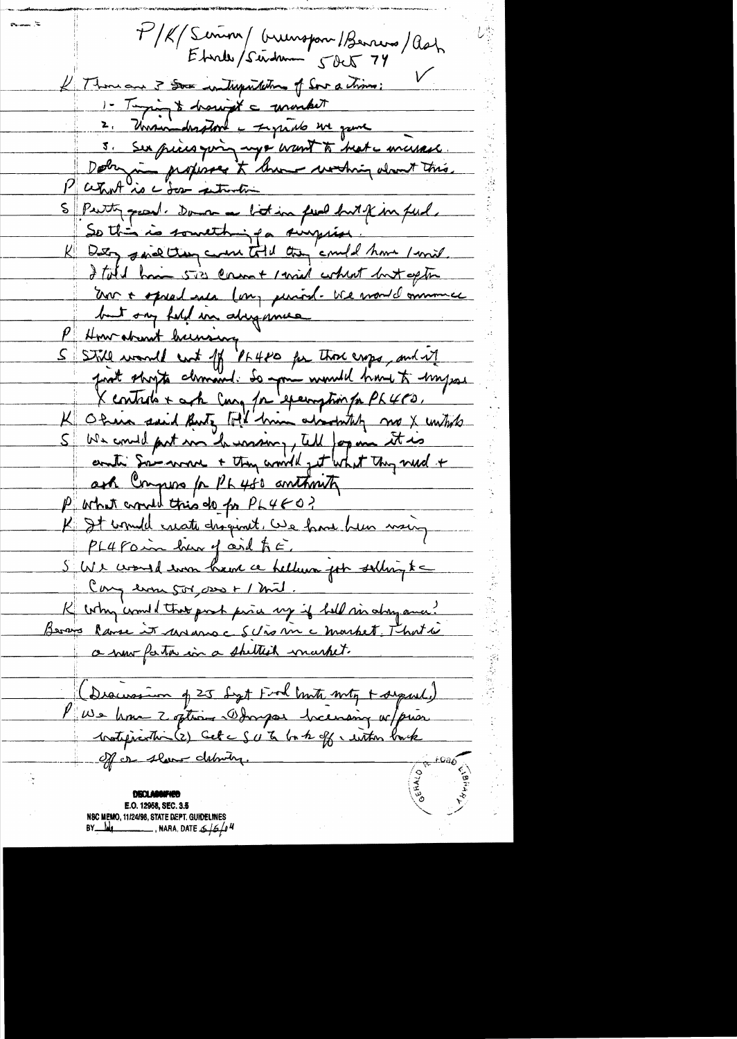P/K/Simon/Greenspan/Burns/Ash
Ebrle/Seidman 5 Oct 74

K There are 3 sov interpretations of Sov actions:

1- Trying to disrupt the market
2. Misunderstood the figures we gave
3. Sov prices going up & want to beat the increase.

Dobrynin professes to know nothing about this.

P What is the Sov situation

S Pretty good. Down a bit in feed but not in food. So this is something of a surprise.

K Dobry said they were told they could have 1 mil. I told him 5 or 6 hundred thousand + 1 mil wheat but after Nov & spread over long period. We would announce but any held in abeyance

P How about licensing

S Still would cut off PL480 for those crops, and it just shifts demand. So you would have to impose X controls & ask Cong for exemption for PL480.

K Ohio said Butz told him absolutely no X controls

S We could put in licensing, tell Japan it is anti Sov move & they could get what they need & ask Congress for PL 480 authority

P What would this do for PL480?

K It would create dragnet. We have been using PL480 in lieu of aid to E.

S We would even have a helluva job selling to Cong even 500,000 & 1 mil.

K Why would that push price up if held in abeyance?

Burns Cause it increases the Sov's in the market. That is a new factor in a skittish market.

(Discussion of 25 Sept Ford Butz mtg & appeal.)

P We have 2 options: (1) Impose licensing w/prior notification (2) Get the Sov to back off & either back off or slow delivery.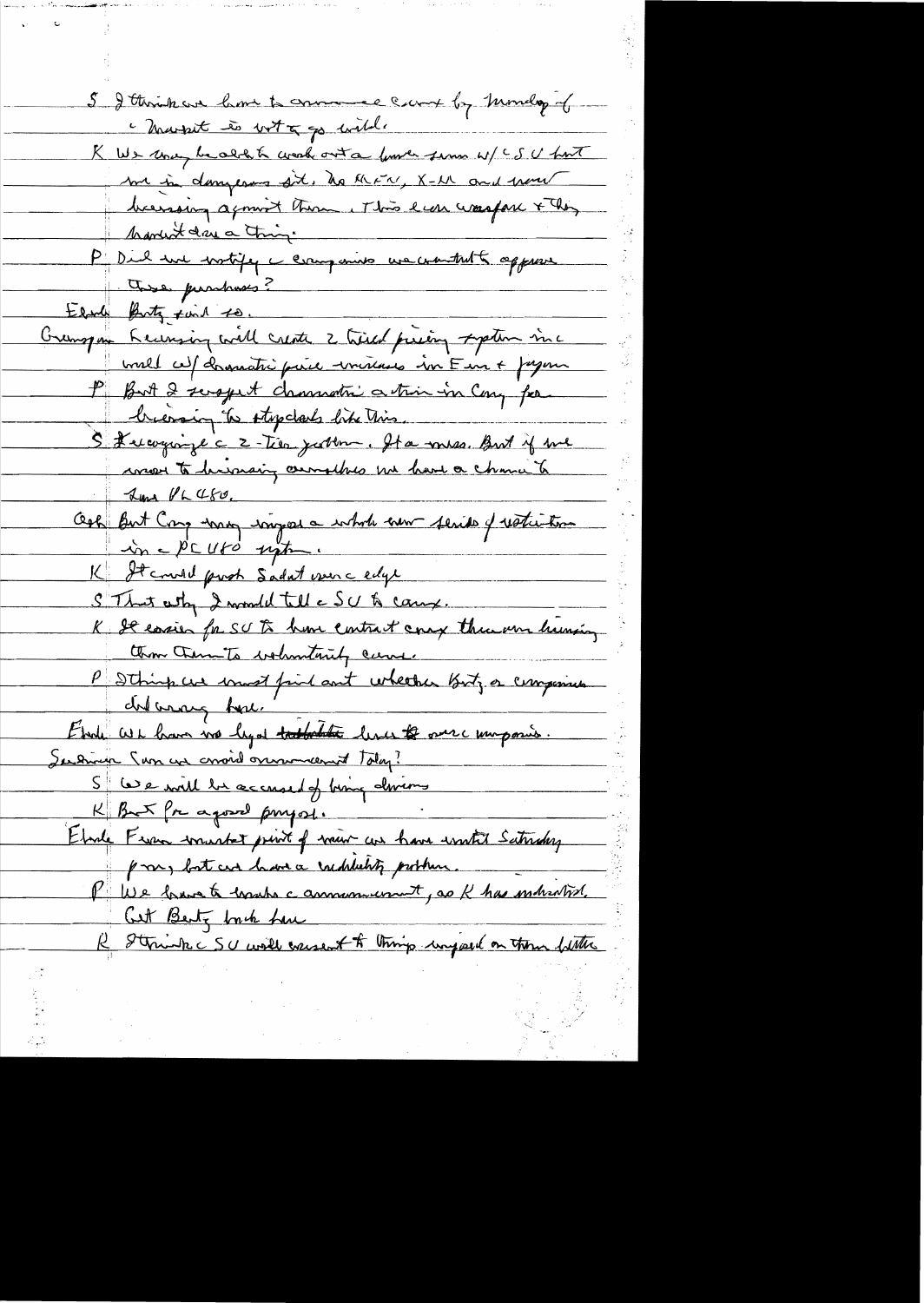S I think we have to announce cut by Monday if the market is not to go wild.

K We may be able to work out a fine scheme w/ the SU but we in dangerous sit. No MFN, X-IM and now licensing against them. This econ warfare & they haven't done a thing.

P Did we notify the companies we wanted to approve these purchases?

Elrud Butz said so.

Greenspan Licensing will create 2 tiered pricing system in the world w/ dramatic price increases in Eur & Japan

P But I suspect dramatic action in Cong for licensing to stop deals like this.

S Recognize the 2-tier problem. It a mess. But if we move to licensing ourselves we have a chance to save PL 480.

Ash But Cong may impose a whole new series of restrictions in the PL 480 system.

K It could push Sadat over the edge

S That why I would tell the SU to cancel.

K It easier for SU to have contract canx than our licensing than them to voluntarily cancel.

P I think we must find out whether Butz or companies did wrong here.

Elrud We have no legal basis over the companies.

Seidman Can we avoid announcement today?

S We will be accused of being devious

K But for a good purpose.

Elrud From market point of view we have until Saturday p.m., but we have a credibility problem.

P We have to make the announcement, as K has indicated. Get Butz back here

K I think the SU will resent the things imposed on them better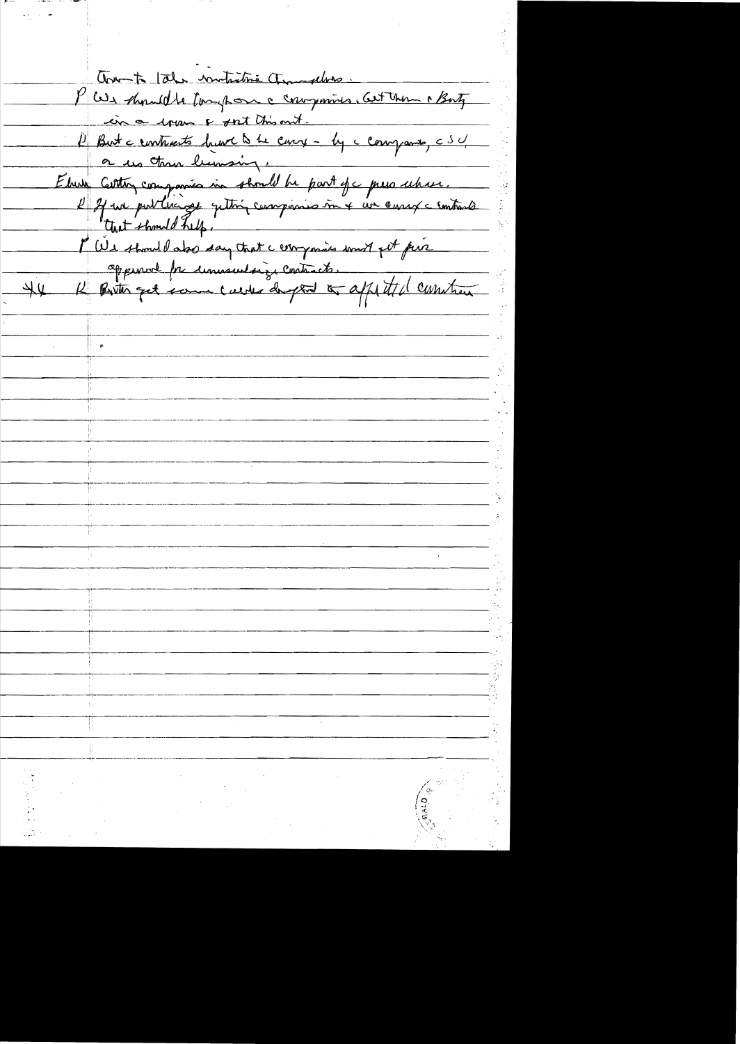Turn to other initiative Chancellor.

P We should be tougher on companies. Get them & Bentz in a room & sort this out.

K But contracts have to be changed by the companies, CSU, or us thru licensing.

Edwin Getting companies in should be part of the process.

K If we put tougher rules on companies in & we change contracts that should help.

P We should also say that companies must get prior approval for unusual size contracts.

K Better get some lawyers drafted to affect the contracts